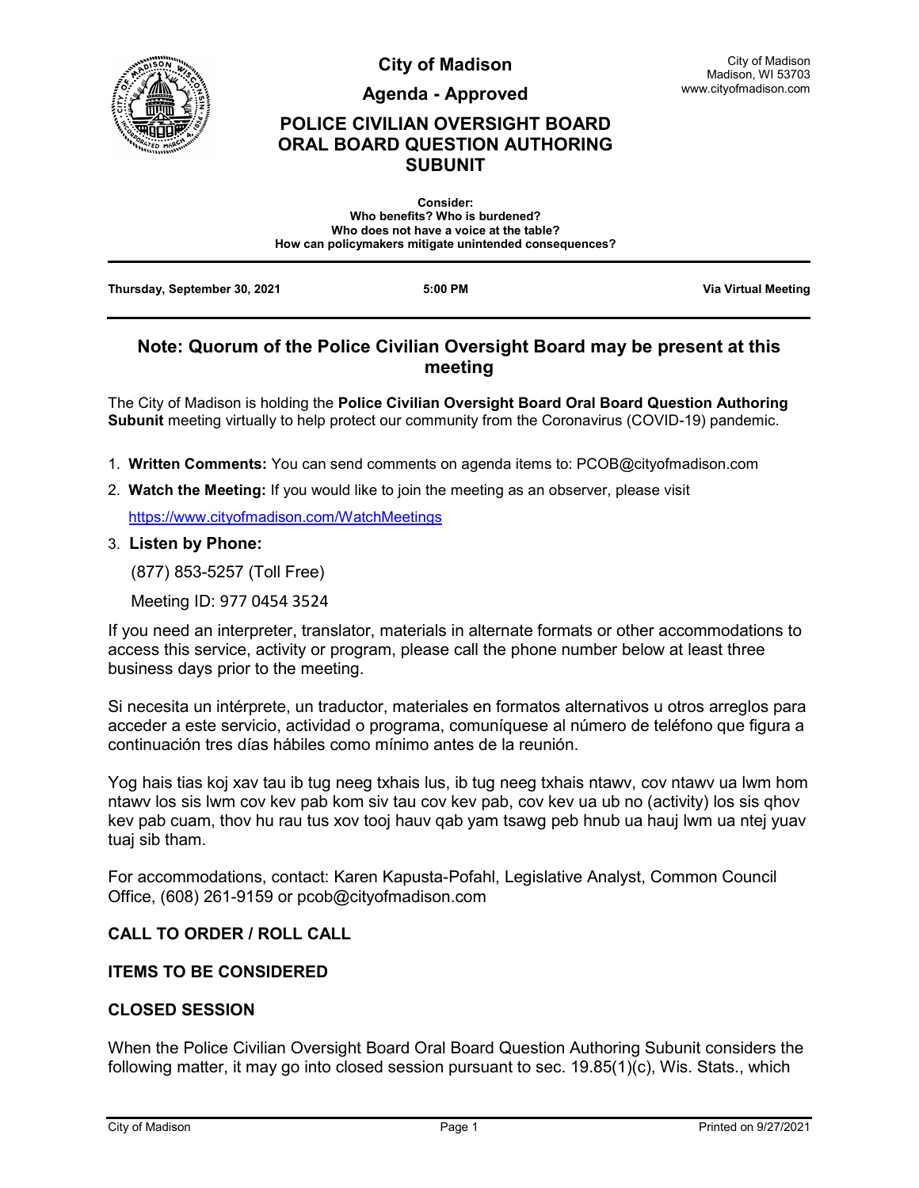# City of Madison

City of Madison
Madison, WI 53703
www.cityofmadison.com

## Agenda - Approved

## POLICE CIVILIAN OVERSIGHT BOARD ORAL BOARD QUESTION AUTHORING SUBUNIT

**Consider:**
**Who benefits? Who is burdened?**
**Who does not have a voice at the table?**
**How can policymakers mitigate unintended consequences?**

**Thursday, September 30, 2021** | **5:00 PM** | **Via Virtual Meeting**

## Note: Quorum of the Police Civilian Oversight Board may be present at this meeting

The City of Madison is holding the **Police Civilian Oversight Board Oral Board Question Authoring Subunit** meeting virtually to help protect our community from the Coronavirus (COVID-19) pandemic.

1. **Written Comments:** You can send comments on agenda items to: PCOB@cityofmadison.com
2. **Watch the Meeting:** If you would like to join the meeting as an observer, please visit https://www.cityofmadison.com/WatchMeetings
3. **Listen by Phone:**

   (877) 853-5257 (Toll Free)

   Meeting ID: 977 0454 3524

If you need an interpreter, translator, materials in alternate formats or other accommodations to access this service, activity or program, please call the phone number below at least three business days prior to the meeting.

Si necesita un intérprete, un traductor, materiales en formatos alternativos u otros arreglos para acceder a este servicio, actividad o programa, comuníquese al número de teléfono que figura a continuación tres días hábiles como mínimo antes de la reunión.

Yog hais tias koj xav tau ib tug neeg txhais lus, ib tug neeg txhais ntawv, cov ntawv ua lwm hom ntawv los sis lwm cov kev pab kom siv tau cov kev pab, cov kev ua ub no (activity) los sis qhov kev pab cuam, thov hu rau tus xov tooj hauv qab yam tsawg peb hnub ua hauj lwm ua ntej yuav tuaj sib tham.

For accommodations, contact: Karen Kapusta-Pofahl, Legislative Analyst, Common Council Office, (608) 261-9159 or pcob@cityofmadison.com

### CALL TO ORDER / ROLL CALL

### ITEMS TO BE CONSIDERED

### CLOSED SESSION

When the Police Civilian Oversight Board Oral Board Question Authoring Subunit considers the following matter, it may go into closed session pursuant to sec. 19.85(1)(c), Wis. Stats., which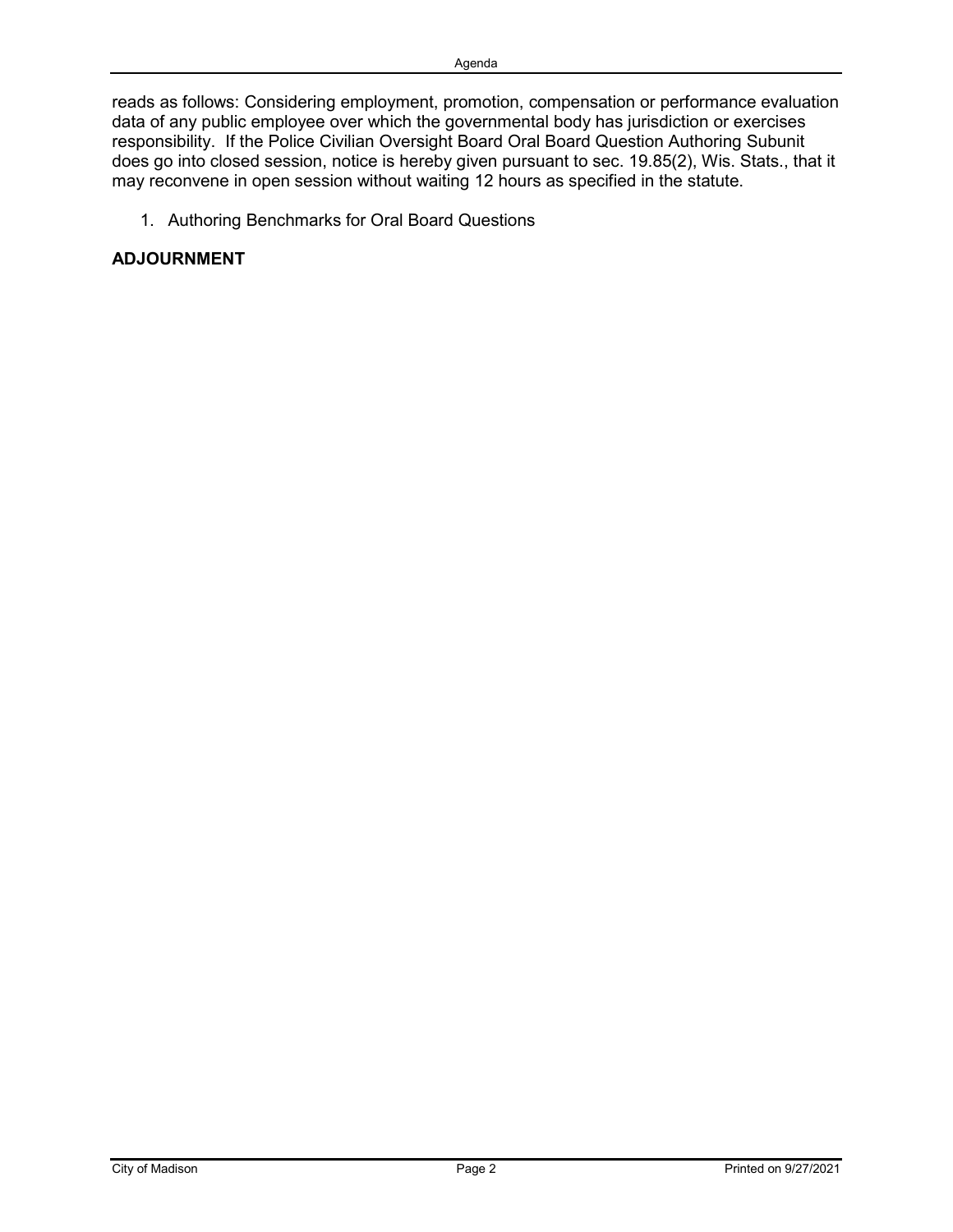reads as follows: Considering employment, promotion, compensation or performance evaluation data of any public employee over which the governmental body has jurisdiction or exercises responsibility. If the Police Civilian Oversight Board Oral Board Question Authoring Subunit does go into closed session, notice is hereby given pursuant to sec. 19.85(2), Wis. Stats., that it may reconvene in open session without waiting 12 hours as specified in the statute.

1. Authoring Benchmarks for Oral Board Questions

## ADJOURNMENT